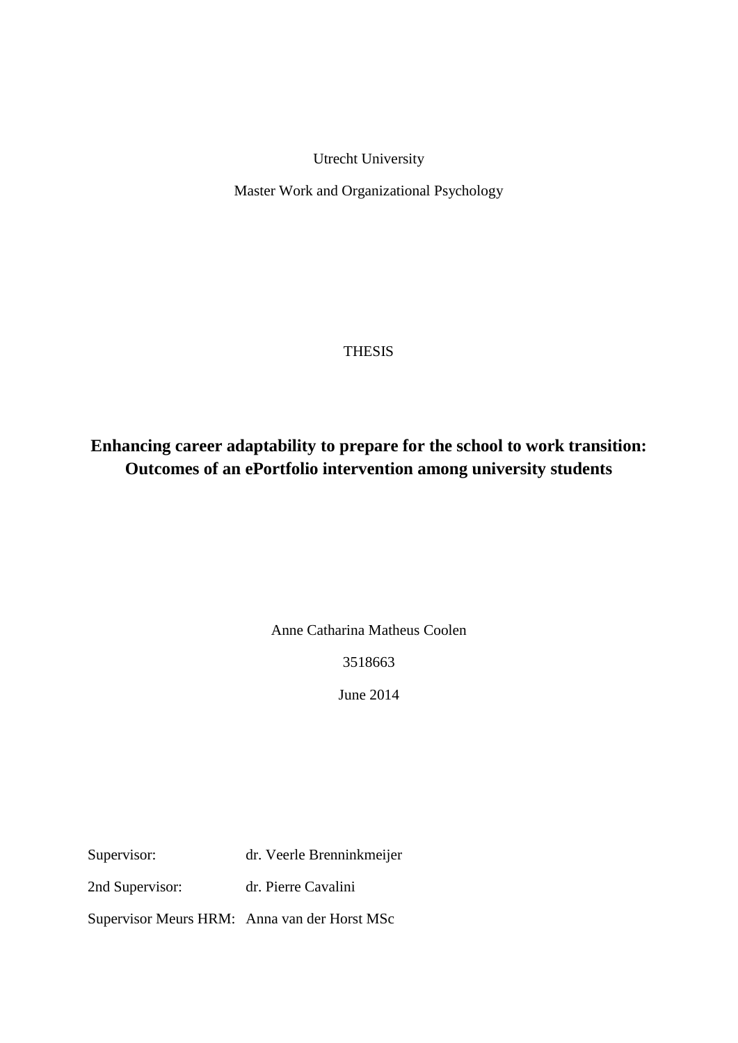Utrecht University

Master Work and Organizational Psychology

THESIS

# Enhancing career adaptability to prepare for the school to work transition: Outcomes of an ePortfolio intervention among university students

Anne Catharina Matheus Coolen

3518663

June 2014

Supervisor: dr. Veerle Brenninkmeijer

2nd Supervisor: dr. Pierre Cavalini

Supervisor Meurs HRM: Anna van der Horst MSc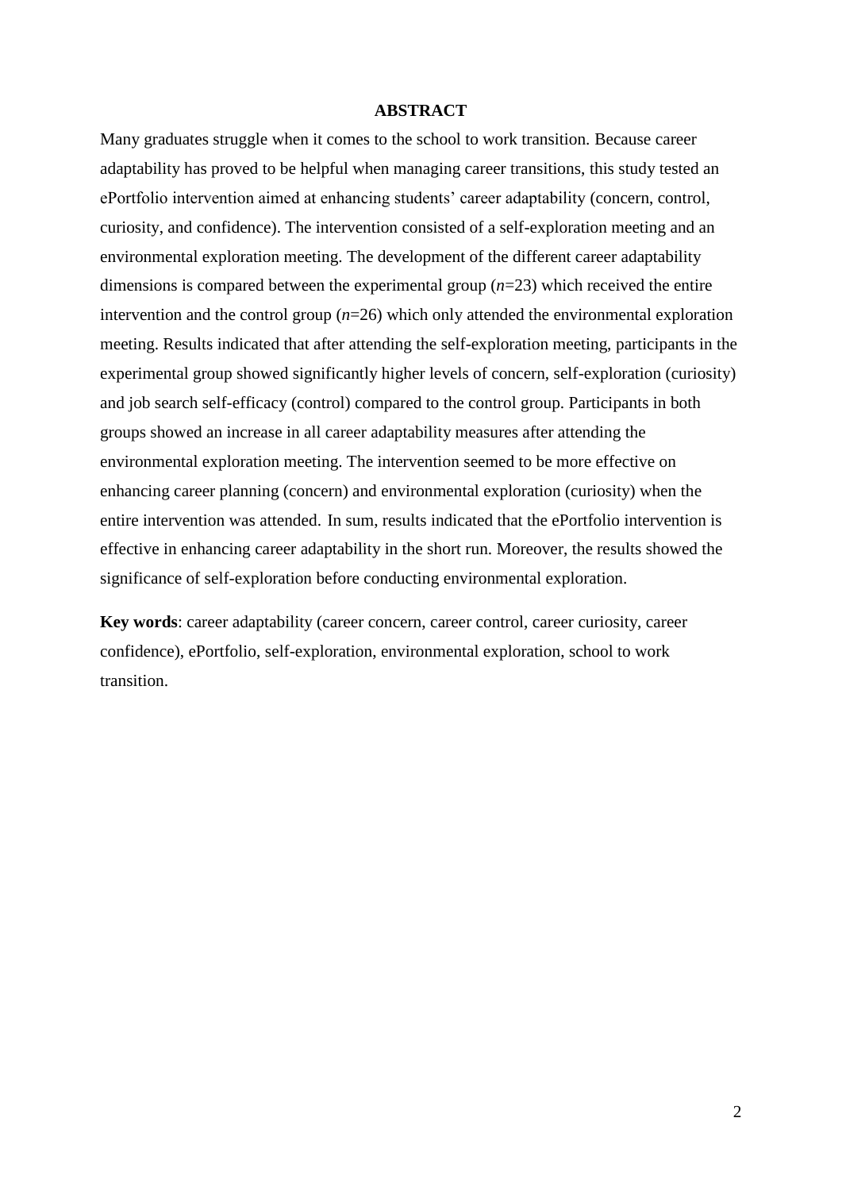# ABSTRACT

Many graduates struggle when it comes to the school to work transition. Because career adaptability has proved to be helpful when managing career transitions, this study tested an ePortfolio intervention aimed at enhancing students' career adaptability (concern, control, curiosity, and confidence). The intervention consisted of a self-exploration meeting and an environmental exploration meeting. The development of the different career adaptability dimensions is compared between the experimental group ($n$=23) which received the entire intervention and the control group ($n$=26) which only attended the environmental exploration meeting. Results indicated that after attending the self-exploration meeting, participants in the experimental group showed significantly higher levels of concern, self-exploration (curiosity) and job search self-efficacy (control) compared to the control group. Participants in both groups showed an increase in all career adaptability measures after attending the environmental exploration meeting. The intervention seemed to be more effective on enhancing career planning (concern) and environmental exploration (curiosity) when the entire intervention was attended. In sum, results indicated that the ePortfolio intervention is effective in enhancing career adaptability in the short run. Moreover, the results showed the significance of self-exploration before conducting environmental exploration.

**Key words**: career adaptability (career concern, career control, career curiosity, career confidence), ePortfolio, self-exploration, environmental exploration, school to work transition.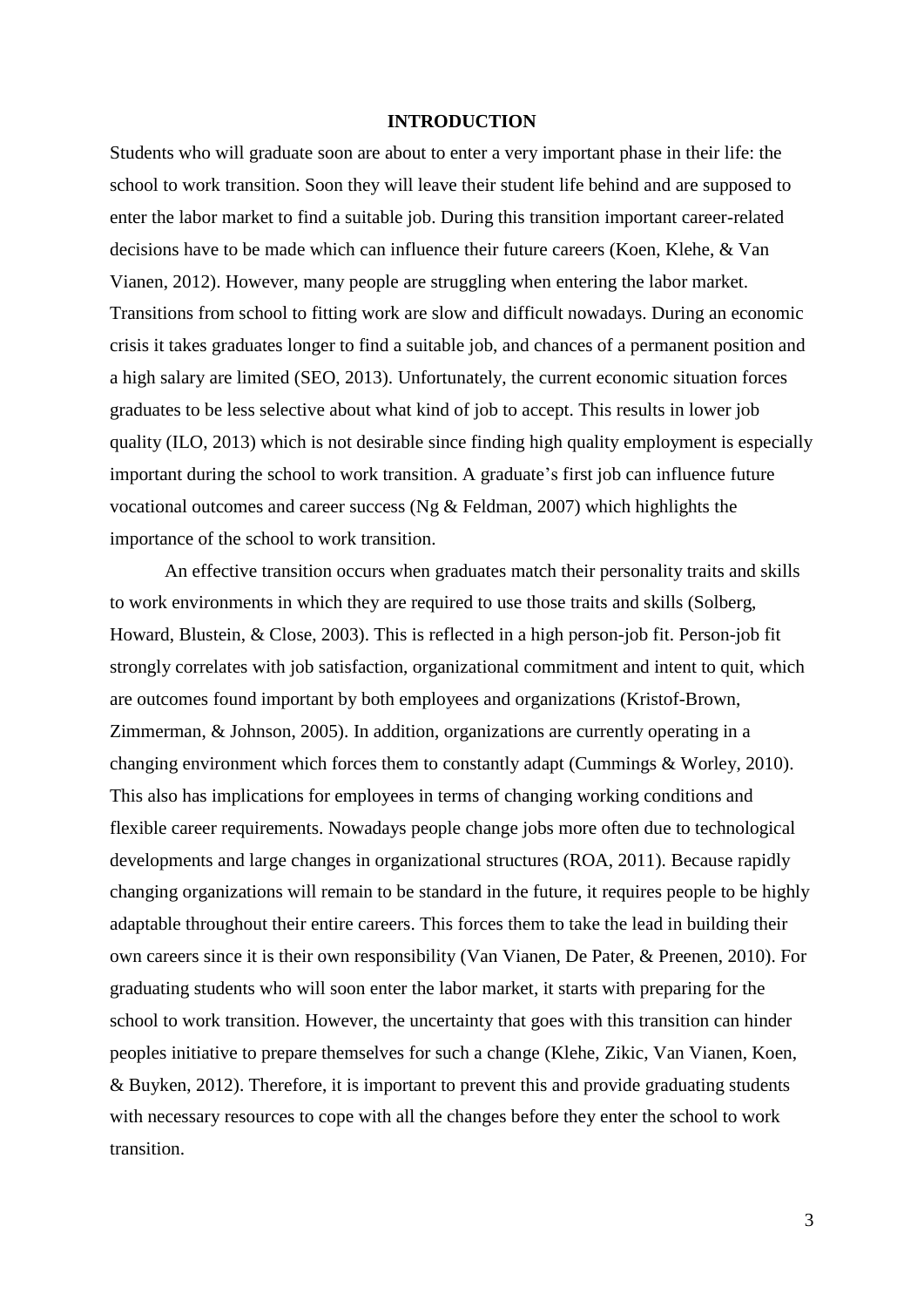# INTRODUCTION

Students who will graduate soon are about to enter a very important phase in their life: the school to work transition. Soon they will leave their student life behind and are supposed to enter the labor market to find a suitable job. During this transition important career-related decisions have to be made which can influence their future careers (Koen, Klehe, & Van Vianen, 2012). However, many people are struggling when entering the labor market. Transitions from school to fitting work are slow and difficult nowadays. During an economic crisis it takes graduates longer to find a suitable job, and chances of a permanent position and a high salary are limited (SEO, 2013). Unfortunately, the current economic situation forces graduates to be less selective about what kind of job to accept. This results in lower job quality (ILO, 2013) which is not desirable since finding high quality employment is especially important during the school to work transition. A graduate's first job can influence future vocational outcomes and career success (Ng & Feldman, 2007) which highlights the importance of the school to work transition.

An effective transition occurs when graduates match their personality traits and skills to work environments in which they are required to use those traits and skills (Solberg, Howard, Blustein, & Close, 2003). This is reflected in a high person-job fit. Person-job fit strongly correlates with job satisfaction, organizational commitment and intent to quit, which are outcomes found important by both employees and organizations (Kristof-Brown, Zimmerman, & Johnson, 2005). In addition, organizations are currently operating in a changing environment which forces them to constantly adapt (Cummings & Worley, 2010). This also has implications for employees in terms of changing working conditions and flexible career requirements. Nowadays people change jobs more often due to technological developments and large changes in organizational structures (ROA, 2011). Because rapidly changing organizations will remain to be standard in the future, it requires people to be highly adaptable throughout their entire careers. This forces them to take the lead in building their own careers since it is their own responsibility (Van Vianen, De Pater, & Preenen, 2010). For graduating students who will soon enter the labor market, it starts with preparing for the school to work transition. However, the uncertainty that goes with this transition can hinder peoples initiative to prepare themselves for such a change (Klehe, Zikic, Van Vianen, Koen, & Buyken, 2012). Therefore, it is important to prevent this and provide graduating students with necessary resources to cope with all the changes before they enter the school to work transition.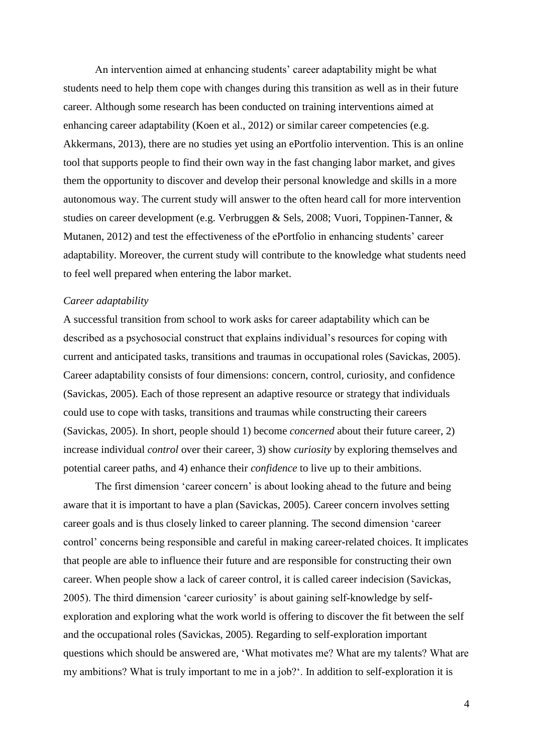An intervention aimed at enhancing students' career adaptability might be what students need to help them cope with changes during this transition as well as in their future career. Although some research has been conducted on training interventions aimed at enhancing career adaptability (Koen et al., 2012) or similar career competencies (e.g. Akkermans, 2013), there are no studies yet using an ePortfolio intervention. This is an online tool that supports people to find their own way in the fast changing labor market, and gives them the opportunity to discover and develop their personal knowledge and skills in a more autonomous way. The current study will answer to the often heard call for more intervention studies on career development (e.g. Verbruggen & Sels, 2008; Vuori, Toppinen-Tanner, & Mutanen, 2012) and test the effectiveness of the ePortfolio in enhancing students' career adaptability. Moreover, the current study will contribute to the knowledge what students need to feel well prepared when entering the labor market.

*Career adaptability*

A successful transition from school to work asks for career adaptability which can be described as a psychosocial construct that explains individual's resources for coping with current and anticipated tasks, transitions and traumas in occupational roles (Savickas, 2005). Career adaptability consists of four dimensions: concern, control, curiosity, and confidence (Savickas, 2005). Each of those represent an adaptive resource or strategy that individuals could use to cope with tasks, transitions and traumas while constructing their careers (Savickas, 2005). In short, people should 1) become *concerned* about their future career, 2) increase individual *control* over their career, 3) show *curiosity* by exploring themselves and potential career paths, and 4) enhance their *confidence* to live up to their ambitions.

The first dimension 'career concern' is about looking ahead to the future and being aware that it is important to have a plan (Savickas, 2005). Career concern involves setting career goals and is thus closely linked to career planning. The second dimension 'career control' concerns being responsible and careful in making career-related choices. It implicates that people are able to influence their future and are responsible for constructing their own career. When people show a lack of career control, it is called career indecision (Savickas, 2005). The third dimension 'career curiosity' is about gaining self-knowledge by self-exploration and exploring what the work world is offering to discover the fit between the self and the occupational roles (Savickas, 2005). Regarding to self-exploration important questions which should be answered are, 'What motivates me? What are my talents? What are my ambitions? What is truly important to me in a job?'. In addition to self-exploration it is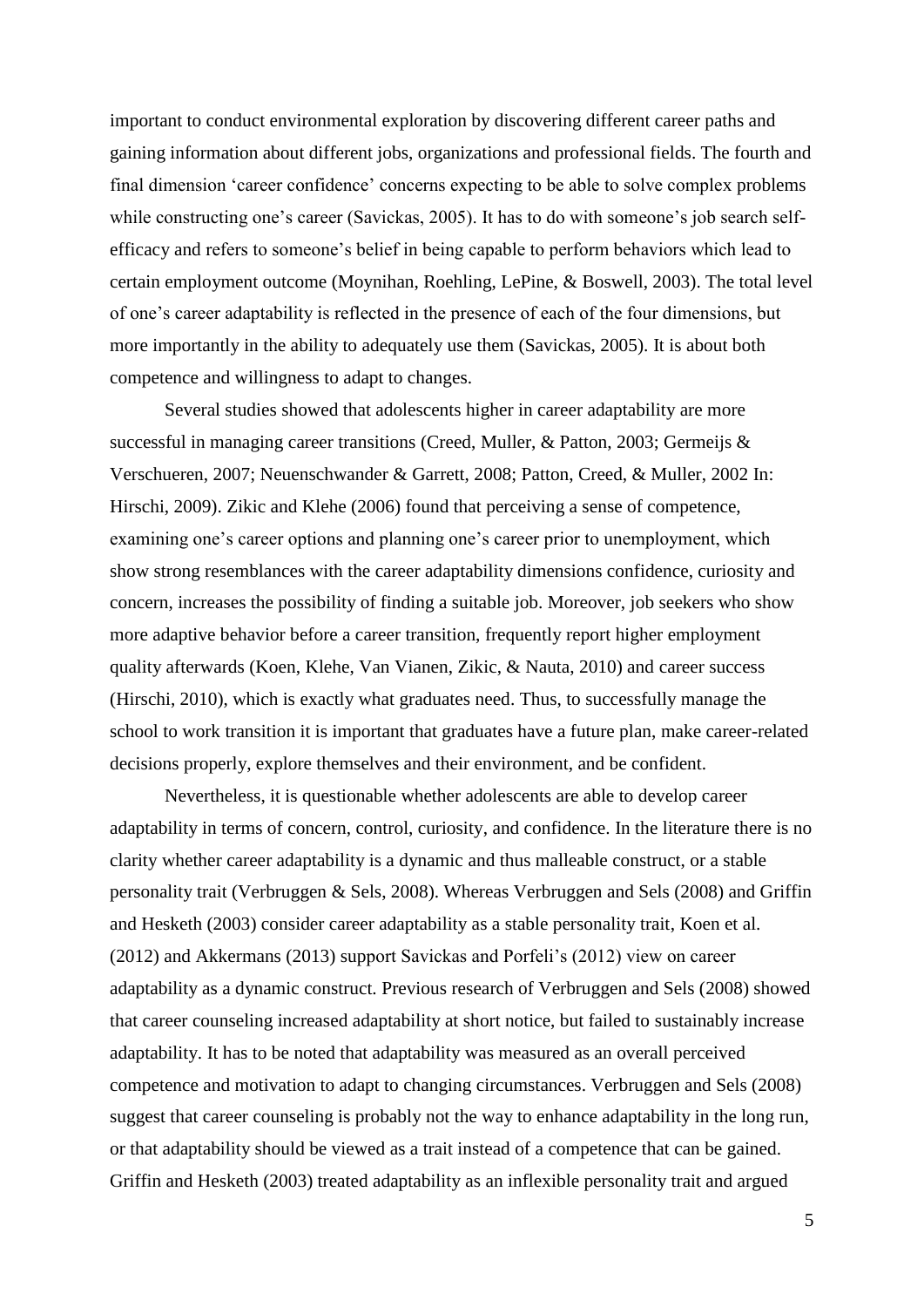important to conduct environmental exploration by discovering different career paths and gaining information about different jobs, organizations and professional fields. The fourth and final dimension 'career confidence' concerns expecting to be able to solve complex problems while constructing one's career (Savickas, 2005). It has to do with someone's job search self-efficacy and refers to someone's belief in being capable to perform behaviors which lead to certain employment outcome (Moynihan, Roehling, LePine, & Boswell, 2003). The total level of one's career adaptability is reflected in the presence of each of the four dimensions, but more importantly in the ability to adequately use them (Savickas, 2005). It is about both competence and willingness to adapt to changes.

Several studies showed that adolescents higher in career adaptability are more successful in managing career transitions (Creed, Muller, & Patton, 2003; Germeijs & Verschueren, 2007; Neuenschwander & Garrett, 2008; Patton, Creed, & Muller, 2002 In: Hirschi, 2009). Zikic and Klehe (2006) found that perceiving a sense of competence, examining one's career options and planning one's career prior to unemployment, which show strong resemblances with the career adaptability dimensions confidence, curiosity and concern, increases the possibility of finding a suitable job. Moreover, job seekers who show more adaptive behavior before a career transition, frequently report higher employment quality afterwards (Koen, Klehe, Van Vianen, Zikic, & Nauta, 2010) and career success (Hirschi, 2010), which is exactly what graduates need. Thus, to successfully manage the school to work transition it is important that graduates have a future plan, make career-related decisions properly, explore themselves and their environment, and be confident.

Nevertheless, it is questionable whether adolescents are able to develop career adaptability in terms of concern, control, curiosity, and confidence. In the literature there is no clarity whether career adaptability is a dynamic and thus malleable construct, or a stable personality trait (Verbruggen & Sels, 2008). Whereas Verbruggen and Sels (2008) and Griffin and Hesketh (2003) consider career adaptability as a stable personality trait, Koen et al. (2012) and Akkermans (2013) support Savickas and Porfeli's (2012) view on career adaptability as a dynamic construct. Previous research of Verbruggen and Sels (2008) showed that career counseling increased adaptability at short notice, but failed to sustainably increase adaptability. It has to be noted that adaptability was measured as an overall perceived competence and motivation to adapt to changing circumstances. Verbruggen and Sels (2008) suggest that career counseling is probably not the way to enhance adaptability in the long run, or that adaptability should be viewed as a trait instead of a competence that can be gained. Griffin and Hesketh (2003) treated adaptability as an inflexible personality trait and argued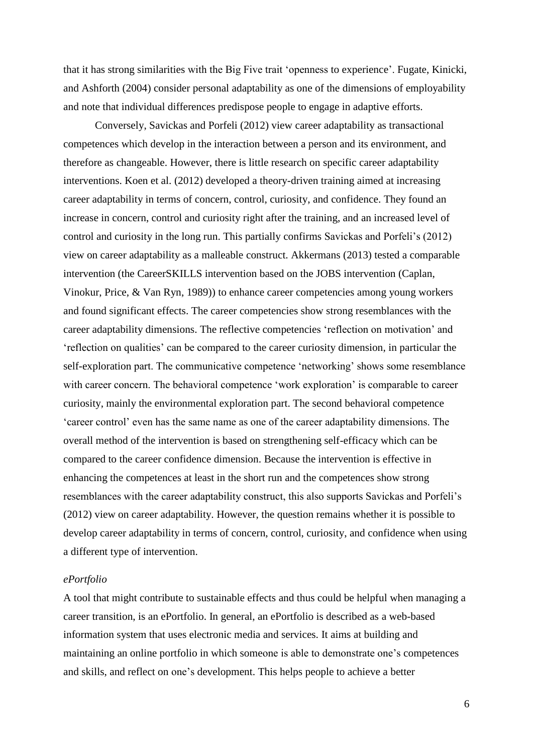that it has strong similarities with the Big Five trait 'openness to experience'. Fugate, Kinicki, and Ashforth (2004) consider personal adaptability as one of the dimensions of employability and note that individual differences predispose people to engage in adaptive efforts.

Conversely, Savickas and Porfeli (2012) view career adaptability as transactional competences which develop in the interaction between a person and its environment, and therefore as changeable. However, there is little research on specific career adaptability interventions. Koen et al. (2012) developed a theory-driven training aimed at increasing career adaptability in terms of concern, control, curiosity, and confidence. They found an increase in concern, control and curiosity right after the training, and an increased level of control and curiosity in the long run. This partially confirms Savickas and Porfeli's (2012) view on career adaptability as a malleable construct. Akkermans (2013) tested a comparable intervention (the CareerSKILLS intervention based on the JOBS intervention (Caplan, Vinokur, Price, & Van Ryn, 1989)) to enhance career competencies among young workers and found significant effects. The career competencies show strong resemblances with the career adaptability dimensions. The reflective competencies 'reflection on motivation' and 'reflection on qualities' can be compared to the career curiosity dimension, in particular the self-exploration part. The communicative competence 'networking' shows some resemblance with career concern. The behavioral competence 'work exploration' is comparable to career curiosity, mainly the environmental exploration part. The second behavioral competence 'career control' even has the same name as one of the career adaptability dimensions. The overall method of the intervention is based on strengthening self-efficacy which can be compared to the career confidence dimension. Because the intervention is effective in enhancing the competences at least in the short run and the competences show strong resemblances with the career adaptability construct, this also supports Savickas and Porfeli's (2012) view on career adaptability. However, the question remains whether it is possible to develop career adaptability in terms of concern, control, curiosity, and confidence when using a different type of intervention.

*ePortfolio*

A tool that might contribute to sustainable effects and thus could be helpful when managing a career transition, is an ePortfolio. In general, an ePortfolio is described as a web-based information system that uses electronic media and services. It aims at building and maintaining an online portfolio in which someone is able to demonstrate one's competences and skills, and reflect on one's development. This helps people to achieve a better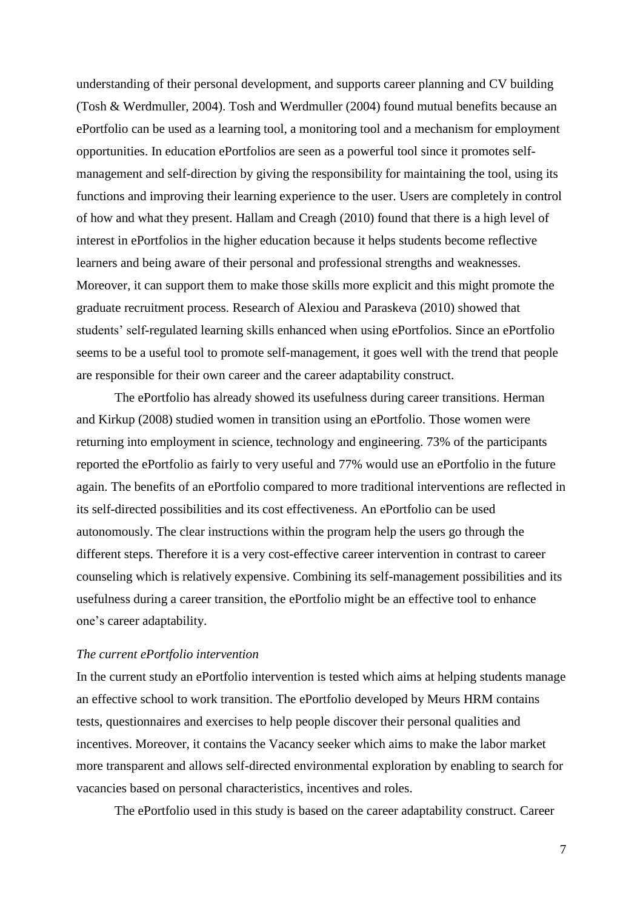understanding of their personal development, and supports career planning and CV building (Tosh & Werdmuller, 2004). Tosh and Werdmuller (2004) found mutual benefits because an ePortfolio can be used as a learning tool, a monitoring tool and a mechanism for employment opportunities. In education ePortfolios are seen as a powerful tool since it promotes self-management and self-direction by giving the responsibility for maintaining the tool, using its functions and improving their learning experience to the user. Users are completely in control of how and what they present. Hallam and Creagh (2010) found that there is a high level of interest in ePortfolios in the higher education because it helps students become reflective learners and being aware of their personal and professional strengths and weaknesses. Moreover, it can support them to make those skills more explicit and this might promote the graduate recruitment process. Research of Alexiou and Paraskeva (2010) showed that students' self-regulated learning skills enhanced when using ePortfolios. Since an ePortfolio seems to be a useful tool to promote self-management, it goes well with the trend that people are responsible for their own career and the career adaptability construct.

The ePortfolio has already showed its usefulness during career transitions. Herman and Kirkup (2008) studied women in transition using an ePortfolio. Those women were returning into employment in science, technology and engineering. 73% of the participants reported the ePortfolio as fairly to very useful and 77% would use an ePortfolio in the future again. The benefits of an ePortfolio compared to more traditional interventions are reflected in its self-directed possibilities and its cost effectiveness. An ePortfolio can be used autonomously. The clear instructions within the program help the users go through the different steps. Therefore it is a very cost-effective career intervention in contrast to career counseling which is relatively expensive. Combining its self-management possibilities and its usefulness during a career transition, the ePortfolio might be an effective tool to enhance one's career adaptability.

*The current ePortfolio intervention*

In the current study an ePortfolio intervention is tested which aims at helping students manage an effective school to work transition. The ePortfolio developed by Meurs HRM contains tests, questionnaires and exercises to help people discover their personal qualities and incentives. Moreover, it contains the Vacancy seeker which aims to make the labor market more transparent and allows self-directed environmental exploration by enabling to search for vacancies based on personal characteristics, incentives and roles.

The ePortfolio used in this study is based on the career adaptability construct. Career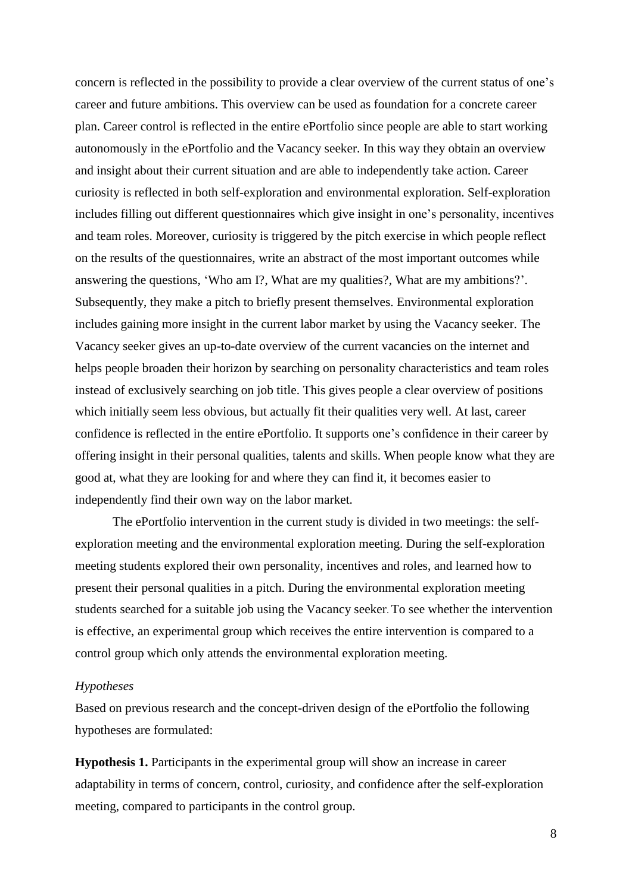concern is reflected in the possibility to provide a clear overview of the current status of one's career and future ambitions. This overview can be used as foundation for a concrete career plan. Career control is reflected in the entire ePortfolio since people are able to start working autonomously in the ePortfolio and the Vacancy seeker. In this way they obtain an overview and insight about their current situation and are able to independently take action. Career curiosity is reflected in both self-exploration and environmental exploration. Self-exploration includes filling out different questionnaires which give insight in one's personality, incentives and team roles. Moreover, curiosity is triggered by the pitch exercise in which people reflect on the results of the questionnaires, write an abstract of the most important outcomes while answering the questions, 'Who am I?, What are my qualities?, What are my ambitions?'. Subsequently, they make a pitch to briefly present themselves. Environmental exploration includes gaining more insight in the current labor market by using the Vacancy seeker. The Vacancy seeker gives an up-to-date overview of the current vacancies on the internet and helps people broaden their horizon by searching on personality characteristics and team roles instead of exclusively searching on job title. This gives people a clear overview of positions which initially seem less obvious, but actually fit their qualities very well. At last, career confidence is reflected in the entire ePortfolio. It supports one's confidence in their career by offering insight in their personal qualities, talents and skills. When people know what they are good at, what they are looking for and where they can find it, it becomes easier to independently find their own way on the labor market.

The ePortfolio intervention in the current study is divided in two meetings: the self-exploration meeting and the environmental exploration meeting. During the self-exploration meeting students explored their own personality, incentives and roles, and learned how to present their personal qualities in a pitch. During the environmental exploration meeting students searched for a suitable job using the Vacancy seeker. To see whether the intervention is effective, an experimental group which receives the entire intervention is compared to a control group which only attends the environmental exploration meeting.

*Hypotheses*

Based on previous research and the concept-driven design of the ePortfolio the following hypotheses are formulated:

**Hypothesis 1.** Participants in the experimental group will show an increase in career adaptability in terms of concern, control, curiosity, and confidence after the self-exploration meeting, compared to participants in the control group.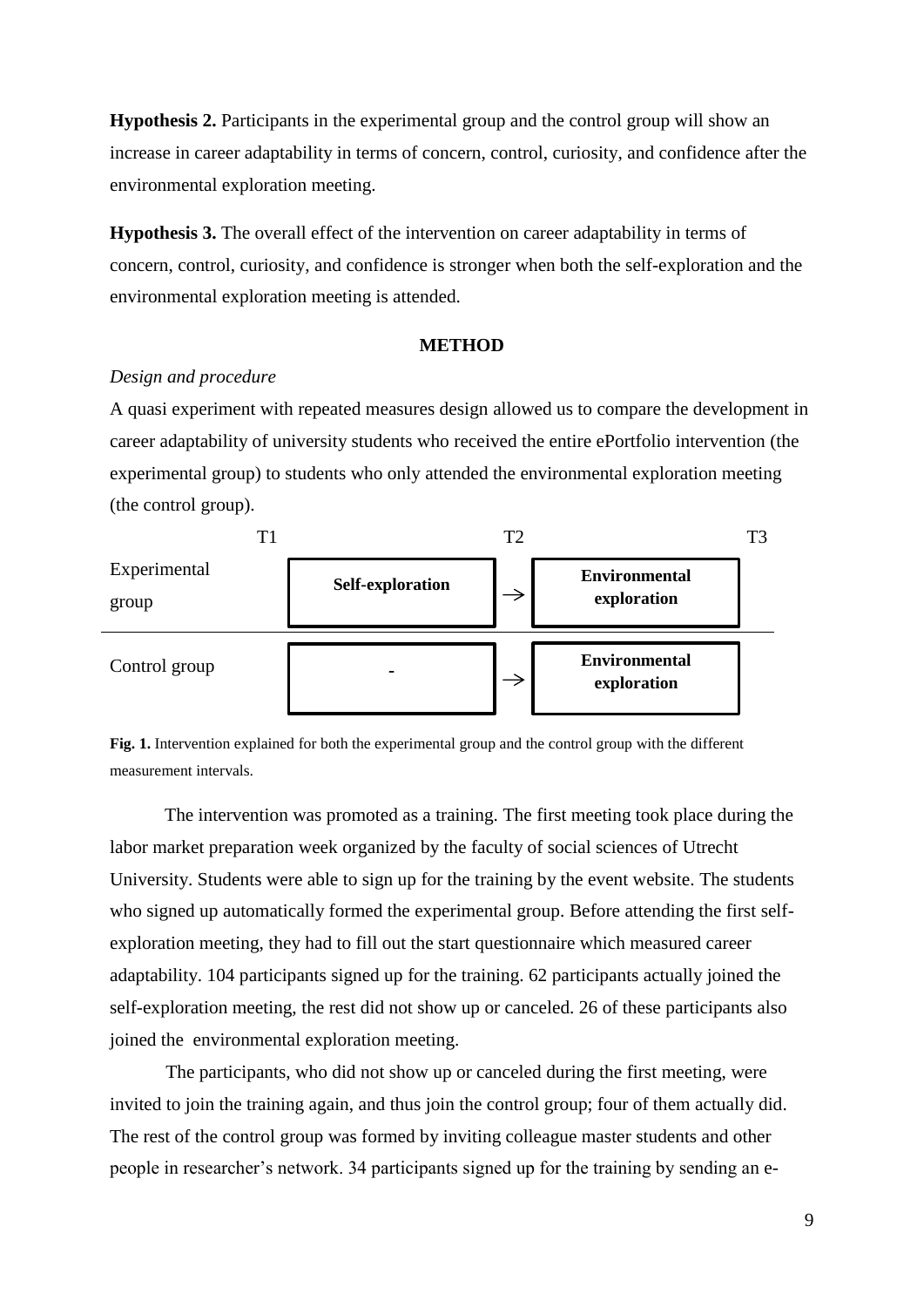**Hypothesis 2.** Participants in the experimental group and the control group will show an increase in career adaptability in terms of concern, control, curiosity, and confidence after the environmental exploration meeting.

**Hypothesis 3.** The overall effect of the intervention on career adaptability in terms of concern, control, curiosity, and confidence is stronger when both the self-exploration and the environmental exploration meeting is attended.

## METHOD

*Design and procedure*

A quasi experiment with repeated measures design allowed us to compare the development in career adaptability of university students who received the entire ePortfolio intervention (the experimental group) to students who only attended the environmental exploration meeting (the control group).

| | T1 | | T2 | | T3 |
|---|---|---|---|---|---|
| Experimental group | | **Self-exploration** | → | **Environmental exploration** | |
| Control group | | - | → | **Environmental exploration** | |

**Fig. 1.** Intervention explained for both the experimental group and the control group with the different measurement intervals.

The intervention was promoted as a training. The first meeting took place during the labor market preparation week organized by the faculty of social sciences of Utrecht University. Students were able to sign up for the training by the event website. The students who signed up automatically formed the experimental group. Before attending the first self-exploration meeting, they had to fill out the start questionnaire which measured career adaptability. 104 participants signed up for the training. 62 participants actually joined the self-exploration meeting, the rest did not show up or canceled. 26 of these participants also joined the environmental exploration meeting.

The participants, who did not show up or canceled during the first meeting, were invited to join the training again, and thus join the control group; four of them actually did. The rest of the control group was formed by inviting colleague master students and other people in researcher's network. 34 participants signed up for the training by sending an e-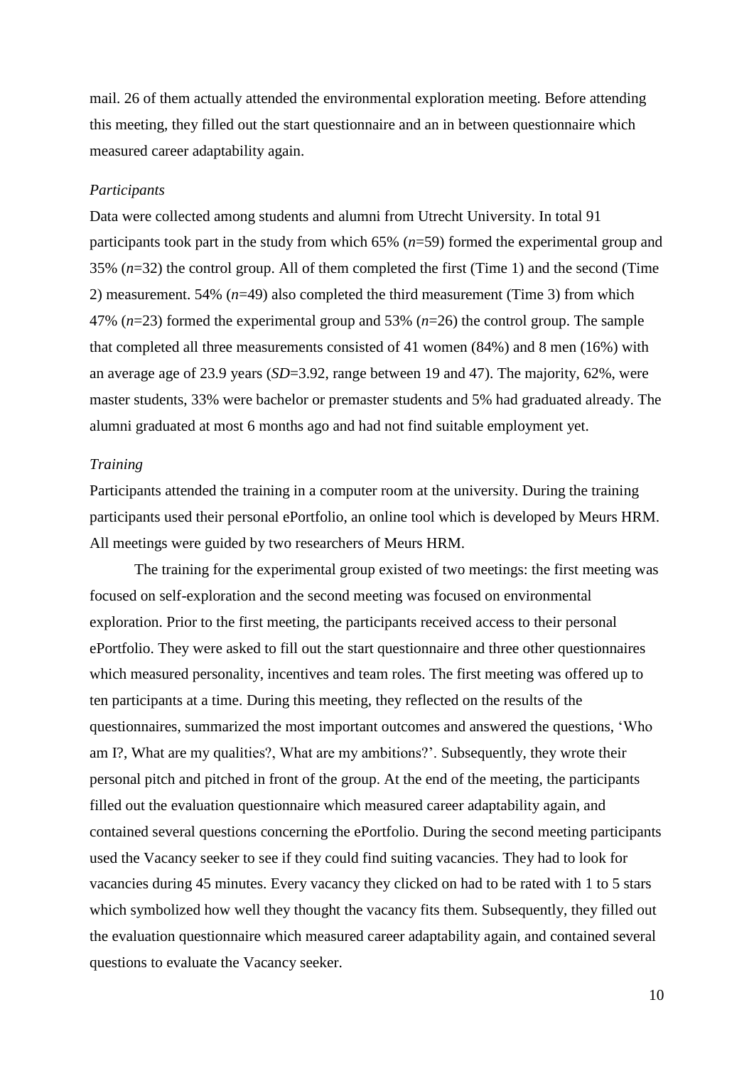mail. 26 of them actually attended the environmental exploration meeting. Before attending this meeting, they filled out the start questionnaire and an in between questionnaire which measured career adaptability again.

*Participants*

Data were collected among students and alumni from Utrecht University. In total 91 participants took part in the study from which 65% (*n*=59) formed the experimental group and 35% (*n*=32) the control group. All of them completed the first (Time 1) and the second (Time 2) measurement. 54% (*n*=49) also completed the third measurement (Time 3) from which 47% (*n*=23) formed the experimental group and 53% (*n*=26) the control group. The sample that completed all three measurements consisted of 41 women (84%) and 8 men (16%) with an average age of 23.9 years (*SD*=3.92, range between 19 and 47). The majority, 62%, were master students, 33% were bachelor or premaster students and 5% had graduated already. The alumni graduated at most 6 months ago and had not find suitable employment yet.

*Training*

Participants attended the training in a computer room at the university. During the training participants used their personal ePortfolio, an online tool which is developed by Meurs HRM. All meetings were guided by two researchers of Meurs HRM.

The training for the experimental group existed of two meetings: the first meeting was focused on self-exploration and the second meeting was focused on environmental exploration. Prior to the first meeting, the participants received access to their personal ePortfolio. They were asked to fill out the start questionnaire and three other questionnaires which measured personality, incentives and team roles. The first meeting was offered up to ten participants at a time. During this meeting, they reflected on the results of the questionnaires, summarized the most important outcomes and answered the questions, 'Who am I?, What are my qualities?, What are my ambitions?'. Subsequently, they wrote their personal pitch and pitched in front of the group. At the end of the meeting, the participants filled out the evaluation questionnaire which measured career adaptability again, and contained several questions concerning the ePortfolio. During the second meeting participants used the Vacancy seeker to see if they could find suiting vacancies. They had to look for vacancies during 45 minutes. Every vacancy they clicked on had to be rated with 1 to 5 stars which symbolized how well they thought the vacancy fits them. Subsequently, they filled out the evaluation questionnaire which measured career adaptability again, and contained several questions to evaluate the Vacancy seeker.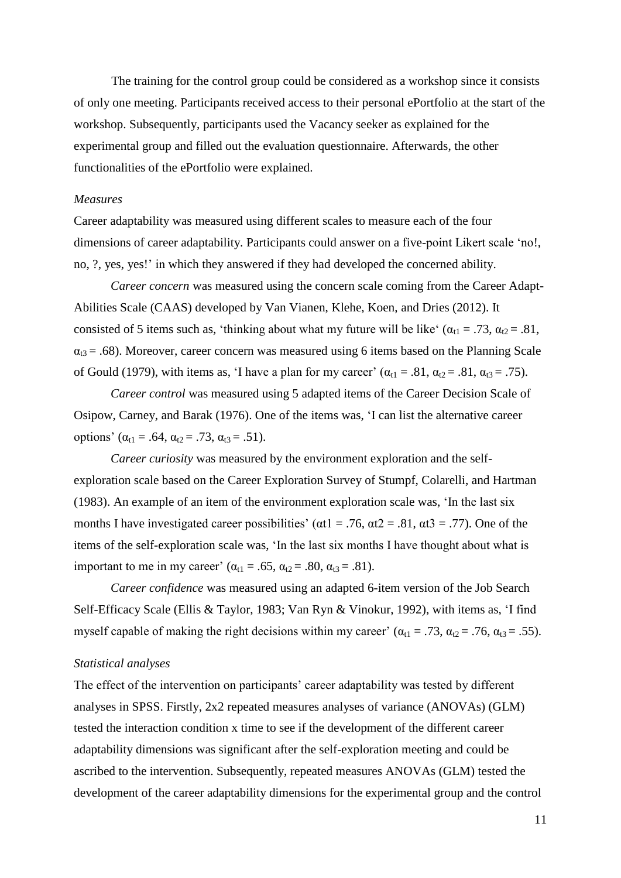The training for the control group could be considered as a workshop since it consists of only one meeting. Participants received access to their personal ePortfolio at the start of the workshop. Subsequently, participants used the Vacancy seeker as explained for the experimental group and filled out the evaluation questionnaire. Afterwards, the other functionalities of the ePortfolio were explained.

### *Measures*

Career adaptability was measured using different scales to measure each of the four dimensions of career adaptability. Participants could answer on a five-point Likert scale 'no!, no, ?, yes, yes!' in which they answered if they had developed the concerned ability.

*Career concern* was measured using the concern scale coming from the Career Adapt-Abilities Scale (CAAS) developed by Van Vianen, Klehe, Koen, and Dries (2012). It consisted of 5 items such as, 'thinking about what my future will be like' ($\alpha_{t1}$ = .73, $\alpha_{t2}$ = .81, $\alpha_{t3}$ = .68). Moreover, career concern was measured using 6 items based on the Planning Scale of Gould (1979), with items as, 'I have a plan for my career' ($\alpha_{t1}$ = .81, $\alpha_{t2}$ = .81, $\alpha_{t3}$ = .75).

*Career control* was measured using 5 adapted items of the Career Decision Scale of Osipow, Carney, and Barak (1976). One of the items was, 'I can list the alternative career options' ($\alpha_{t1}$ = .64, $\alpha_{t2}$ = .73, $\alpha_{t3}$ = .51).

*Career curiosity* was measured by the environment exploration and the self-exploration scale based on the Career Exploration Survey of Stumpf, Colarelli, and Hartman (1983). An example of an item of the environment exploration scale was, 'In the last six months I have investigated career possibilities' ($\alpha t1$ = .76, $\alpha t2$ = .81, $\alpha t3$ = .77). One of the items of the self-exploration scale was, 'In the last six months I have thought about what is important to me in my career' ($\alpha_{t1}$ = .65, $\alpha_{t2}$ = .80, $\alpha_{t3}$ = .81).

*Career confidence* was measured using an adapted 6-item version of the Job Search Self-Efficacy Scale (Ellis & Taylor, 1983; Van Ryn & Vinokur, 1992), with items as, 'I find myself capable of making the right decisions within my career' ($\alpha_{t1}$ = .73, $\alpha_{t2}$ = .76, $\alpha_{t3}$ = .55).

### *Statistical analyses*

The effect of the intervention on participants' career adaptability was tested by different analyses in SPSS. Firstly, 2x2 repeated measures analyses of variance (ANOVAs) (GLM) tested the interaction condition x time to see if the development of the different career adaptability dimensions was significant after the self-exploration meeting and could be ascribed to the intervention. Subsequently, repeated measures ANOVAs (GLM) tested the development of the career adaptability dimensions for the experimental group and the control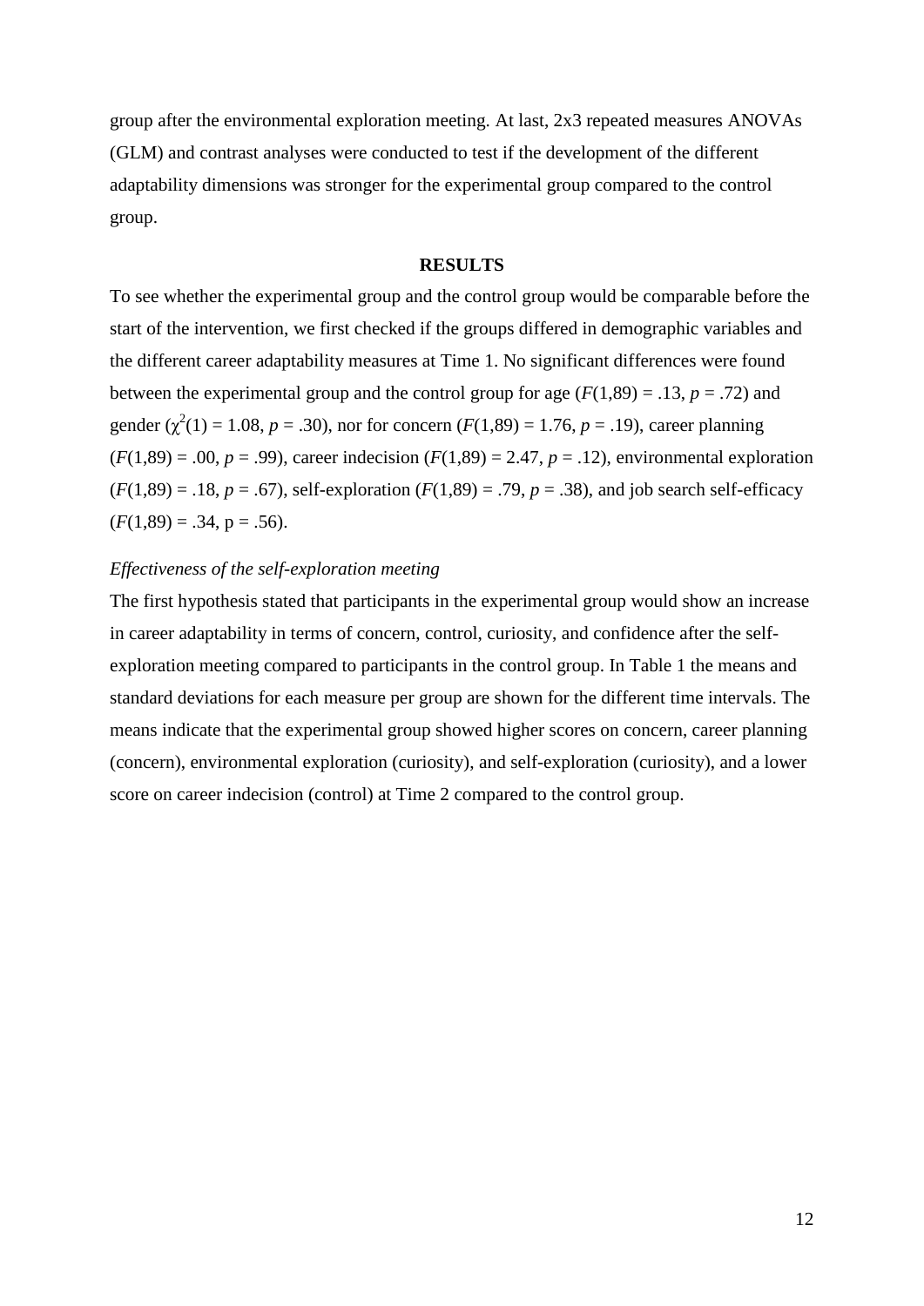group after the environmental exploration meeting. At last, 2x3 repeated measures ANOVAs (GLM) and contrast analyses were conducted to test if the development of the different adaptability dimensions was stronger for the experimental group compared to the control group.

## RESULTS

To see whether the experimental group and the control group would be comparable before the start of the intervention, we first checked if the groups differed in demographic variables and the different career adaptability measures at Time 1. No significant differences were found between the experimental group and the control group for age ($F(1,89) = .13$, $p = .72$) and gender ($\chi^2(1) = 1.08$, $p = .30$), nor for concern ($F(1,89) = 1.76$, $p = .19$), career planning ($F(1,89) = .00$, $p = .99$), career indecision ($F(1,89) = 2.47$, $p = .12$), environmental exploration ($F(1,89) = .18$, $p = .67$), self-exploration ($F(1,89) = .79$, $p = .38$), and job search self-efficacy ($F(1,89) = .34$, p = .56).

### *Effectiveness of the self-exploration meeting*

The first hypothesis stated that participants in the experimental group would show an increase in career adaptability in terms of concern, control, curiosity, and confidence after the self-exploration meeting compared to participants in the control group. In Table 1 the means and standard deviations for each measure per group are shown for the different time intervals. The means indicate that the experimental group showed higher scores on concern, career planning (concern), environmental exploration (curiosity), and self-exploration (curiosity), and a lower score on career indecision (control) at Time 2 compared to the control group.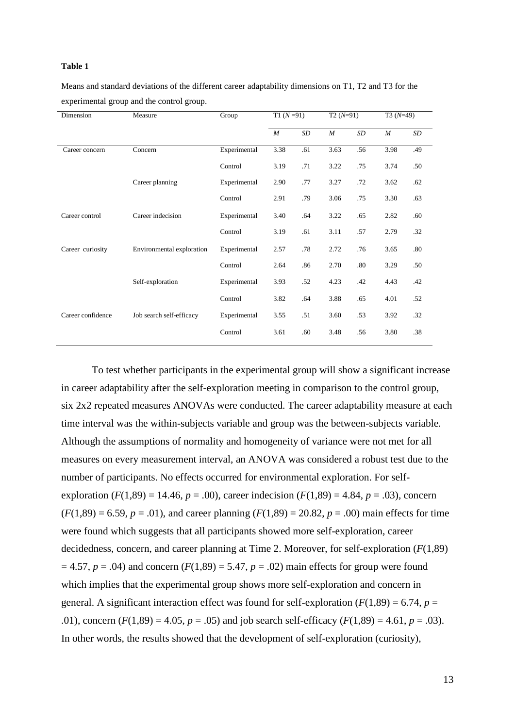**Table 1**

Means and standard deviations of the different career adaptability dimensions on T1, T2 and T3 for the experimental group and the control group.

| Dimension | Measure | Group | T1 (*N* =91) | | T2 (*N*=91) | | T3 (*N*=49) | |
|---|---|---|---|---|---|---|---|---|
| | | | *M* | *SD* | *M* | *SD* | *M* | *SD* |
| Career concern | Concern | Experimental | 3.38 | .61 | 3.63 | .56 | 3.98 | .49 |
| | | Control | 3.19 | .71 | 3.22 | .75 | 3.74 | .50 |
| | Career planning | Experimental | 2.90 | .77 | 3.27 | .72 | 3.62 | .62 |
| | | Control | 2.91 | .79 | 3.06 | .75 | 3.30 | .63 |
| Career control | Career indecision | Experimental | 3.40 | .64 | 3.22 | .65 | 2.82 | .60 |
| | | Control | 3.19 | .61 | 3.11 | .57 | 2.79 | .32 |
| Career curiosity | Environmental exploration | Experimental | 2.57 | .78 | 2.72 | .76 | 3.65 | .80 |
| | | Control | 2.64 | .86 | 2.70 | .80 | 3.29 | .50 |
| | Self-exploration | Experimental | 3.93 | .52 | 4.23 | .42 | 4.43 | .42 |
| | | Control | 3.82 | .64 | 3.88 | .65 | 4.01 | .52 |
| Career confidence | Job search self-efficacy | Experimental | 3.55 | .51 | 3.60 | .53 | 3.92 | .32 |
| | | Control | 3.61 | .60 | 3.48 | .56 | 3.80 | .38 |

To test whether participants in the experimental group will show a significant increase in career adaptability after the self-exploration meeting in comparison to the control group, six 2x2 repeated measures ANOVAs were conducted. The career adaptability measure at each time interval was the within-subjects variable and group was the between-subjects variable. Although the assumptions of normality and homogeneity of variance were not met for all measures on every measurement interval, an ANOVA was considered a robust test due to the number of participants. No effects occurred for environmental exploration. For self-exploration ($F(1,89) = 14.46$, $p = .00$), career indecision ($F(1,89) = 4.84$, $p = .03$), concern ($F(1,89) = 6.59$, $p = .01$), and career planning ($F(1,89) = 20.82$, $p = .00$) main effects for time were found which suggests that all participants showed more self-exploration, career decidedness, concern, and career planning at Time 2. Moreover, for self-exploration ($F(1,89) = 4.57$, $p = .04$) and concern ($F(1,89) = 5.47$, $p = .02$) main effects for group were found which implies that the experimental group shows more self-exploration and concern in general. A significant interaction effect was found for self-exploration ($F(1,89) = 6.74$, $p = .01$), concern ($F(1,89) = 4.05$, $p = .05$) and job search self-efficacy ($F(1,89) = 4.61$, $p = .03$). In other words, the results showed that the development of self-exploration (curiosity),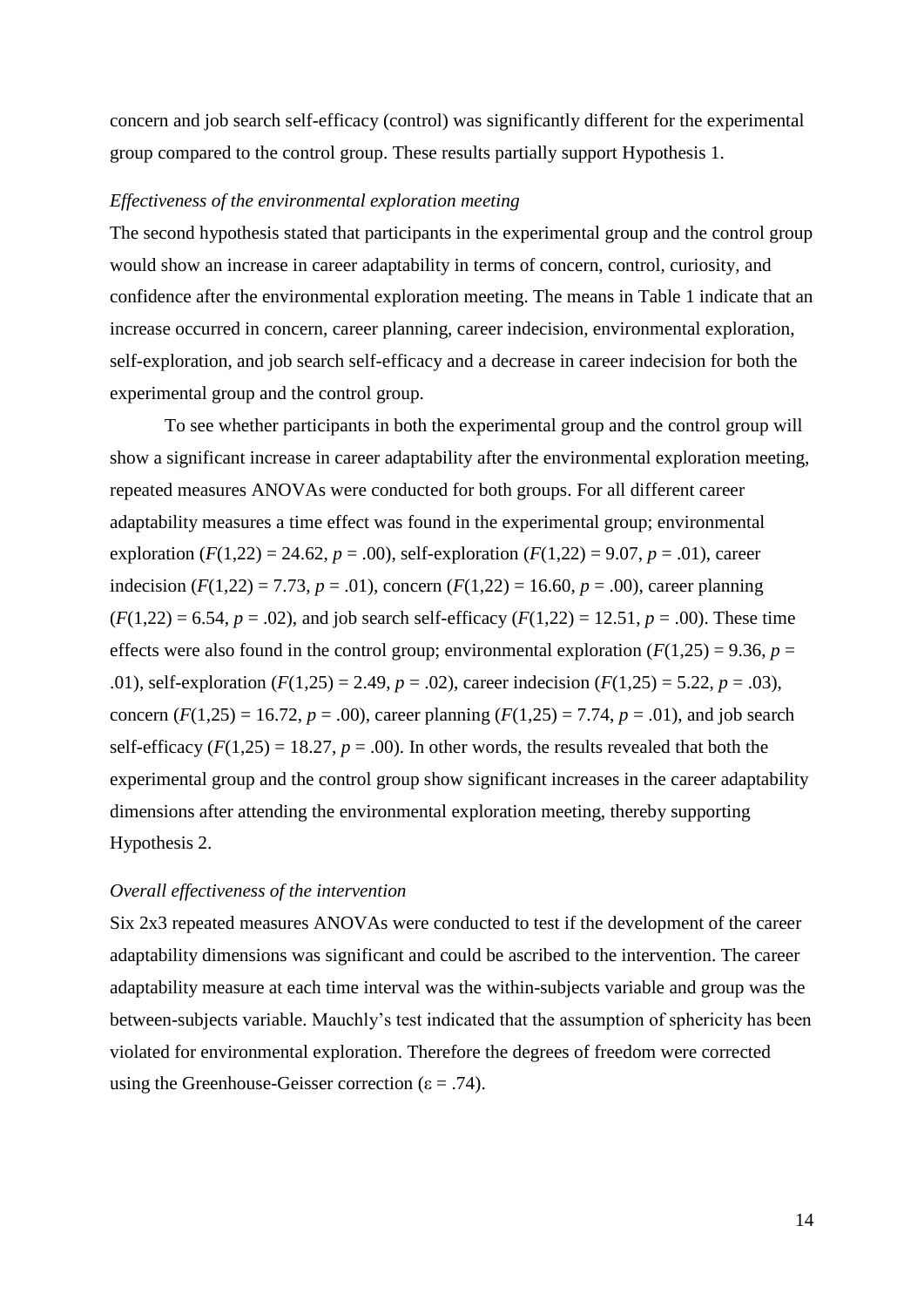concern and job search self-efficacy (control) was significantly different for the experimental group compared to the control group. These results partially support Hypothesis 1.

*Effectiveness of the environmental exploration meeting*

The second hypothesis stated that participants in the experimental group and the control group would show an increase in career adaptability in terms of concern, control, curiosity, and confidence after the environmental exploration meeting. The means in Table 1 indicate that an increase occurred in concern, career planning, career indecision, environmental exploration, self-exploration, and job search self-efficacy and a decrease in career indecision for both the experimental group and the control group.

To see whether participants in both the experimental group and the control group will show a significant increase in career adaptability after the environmental exploration meeting, repeated measures ANOVAs were conducted for both groups. For all different career adaptability measures a time effect was found in the experimental group; environmental exploration ($F(1,22) = 24.62$, $p = .00$), self-exploration ($F(1,22) = 9.07$, $p = .01$), career indecision ($F(1,22) = 7.73$, $p = .01$), concern ($F(1,22) = 16.60$, $p = .00$), career planning ($F(1,22) = 6.54$, $p = .02$), and job search self-efficacy ($F(1,22) = 12.51$, $p = .00$). These time effects were also found in the control group; environmental exploration ($F(1,25) = 9.36$, $p = .01$), self-exploration ($F(1,25) = 2.49$, $p = .02$), career indecision ($F(1,25) = 5.22$, $p = .03$), concern ($F(1,25) = 16.72$, $p = .00$), career planning ($F(1,25) = 7.74$, $p = .01$), and job search self-efficacy ($F(1,25) = 18.27$, $p = .00$). In other words, the results revealed that both the experimental group and the control group show significant increases in the career adaptability dimensions after attending the environmental exploration meeting, thereby supporting Hypothesis 2.

*Overall effectiveness of the intervention*

Six 2x3 repeated measures ANOVAs were conducted to test if the development of the career adaptability dimensions was significant and could be ascribed to the intervention. The career adaptability measure at each time interval was the within-subjects variable and group was the between-subjects variable. Mauchly's test indicated that the assumption of sphericity has been violated for environmental exploration. Therefore the degrees of freedom were corrected using the Greenhouse-Geisser correction ($\varepsilon = .74$).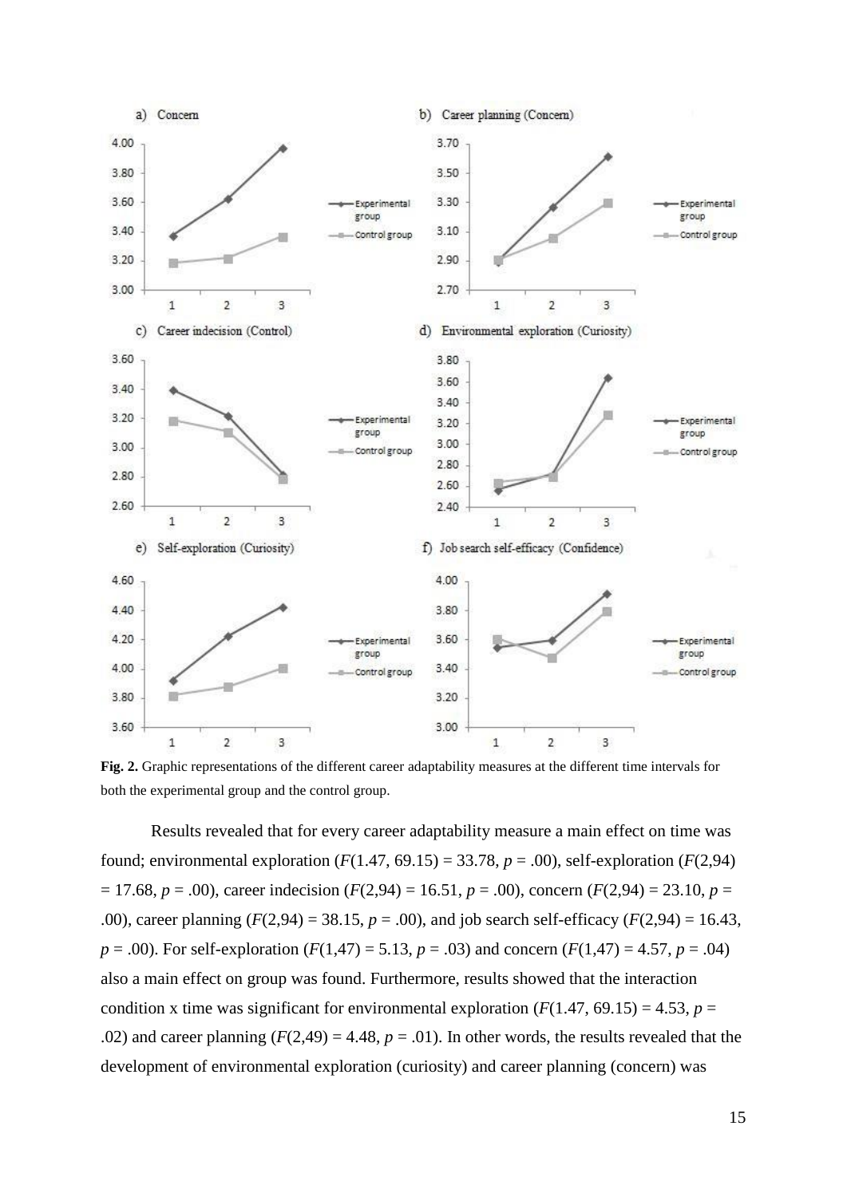**Fig. 2.** Graphic representations of the different career adaptability measures at the different time intervals for both the experimental group and the control group.

Results revealed that for every career adaptability measure a main effect on time was found; environmental exploration ($F$(1.47, 69.15) = 33.78, $p$ = .00), self-exploration ($F$(2,94) = 17.68, $p$ = .00), career indecision ($F$(2,94) = 16.51, $p$ = .00), concern ($F$(2,94) = 23.10, $p$ = .00), career planning ($F$(2,94) = 38.15, $p$ = .00), and job search self-efficacy ($F$(2,94) = 16.43, $p$ = .00). For self-exploration ($F$(1,47) = 5.13, $p$ = .03) and concern ($F$(1,47) = 4.57, $p$ = .04) also a main effect on group was found. Furthermore, results showed that the interaction condition x time was significant for environmental exploration ($F$(1.47, 69.15) = 4.53, $p$ = .02) and career planning ($F$(2,49) = 4.48, $p$ = .01). In other words, the results revealed that the development of environmental exploration (curiosity) and career planning (concern) was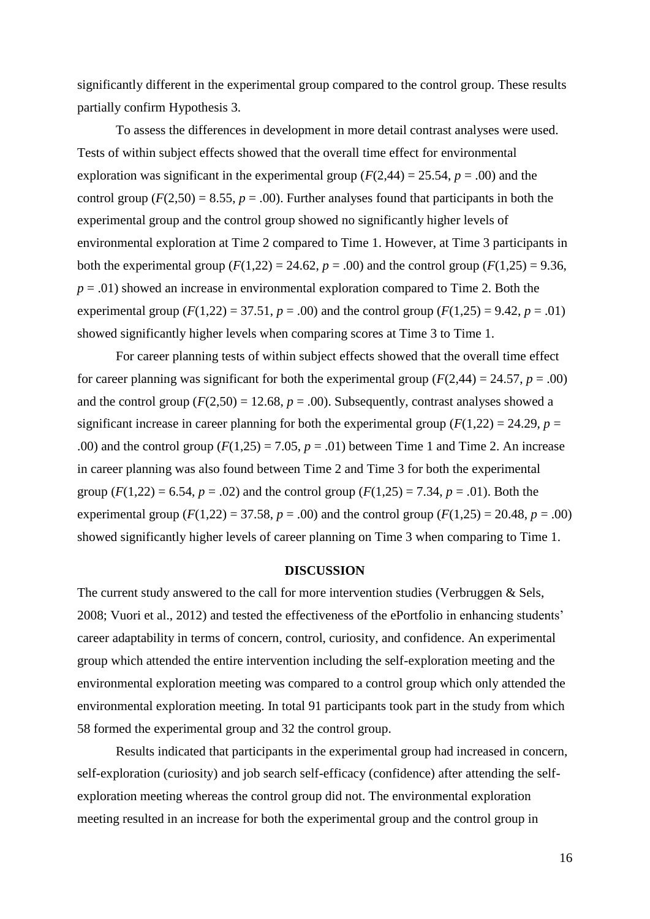significantly different in the experimental group compared to the control group. These results partially confirm Hypothesis 3.

To assess the differences in development in more detail contrast analyses were used. Tests of within subject effects showed that the overall time effect for environmental exploration was significant in the experimental group ($F(2,44) = 25.54$, $p = .00$) and the control group ($F(2,50) = 8.55$, $p = .00$). Further analyses found that participants in both the experimental group and the control group showed no significantly higher levels of environmental exploration at Time 2 compared to Time 1. However, at Time 3 participants in both the experimental group ($F(1,22) = 24.62$, $p = .00$) and the control group ($F(1,25) = 9.36$, $p = .01$) showed an increase in environmental exploration compared to Time 2. Both the experimental group ($F(1,22) = 37.51$, $p = .00$) and the control group ($F(1,25) = 9.42$, $p = .01$) showed significantly higher levels when comparing scores at Time 3 to Time 1.

For career planning tests of within subject effects showed that the overall time effect for career planning was significant for both the experimental group ($F(2,44) = 24.57$, $p = .00$) and the control group ($F(2,50) = 12.68$, $p = .00$). Subsequently, contrast analyses showed a significant increase in career planning for both the experimental group ($F(1,22) = 24.29$, $p = .00$) and the control group ($F(1,25) = 7.05$, $p = .01$) between Time 1 and Time 2. An increase in career planning was also found between Time 2 and Time 3 for both the experimental group ($F(1,22) = 6.54$, $p = .02$) and the control group ($F(1,25) = 7.34$, $p = .01$). Both the experimental group ($F(1,22) = 37.58$, $p = .00$) and the control group ($F(1,25) = 20.48$, $p = .00$) showed significantly higher levels of career planning on Time 3 when comparing to Time 1.

## DISCUSSION

The current study answered to the call for more intervention studies (Verbruggen & Sels, 2008; Vuori et al., 2012) and tested the effectiveness of the ePortfolio in enhancing students' career adaptability in terms of concern, control, curiosity, and confidence. An experimental group which attended the entire intervention including the self-exploration meeting and the environmental exploration meeting was compared to a control group which only attended the environmental exploration meeting. In total 91 participants took part in the study from which 58 formed the experimental group and 32 the control group.

Results indicated that participants in the experimental group had increased in concern, self-exploration (curiosity) and job search self-efficacy (confidence) after attending the self-exploration meeting whereas the control group did not. The environmental exploration meeting resulted in an increase for both the experimental group and the control group in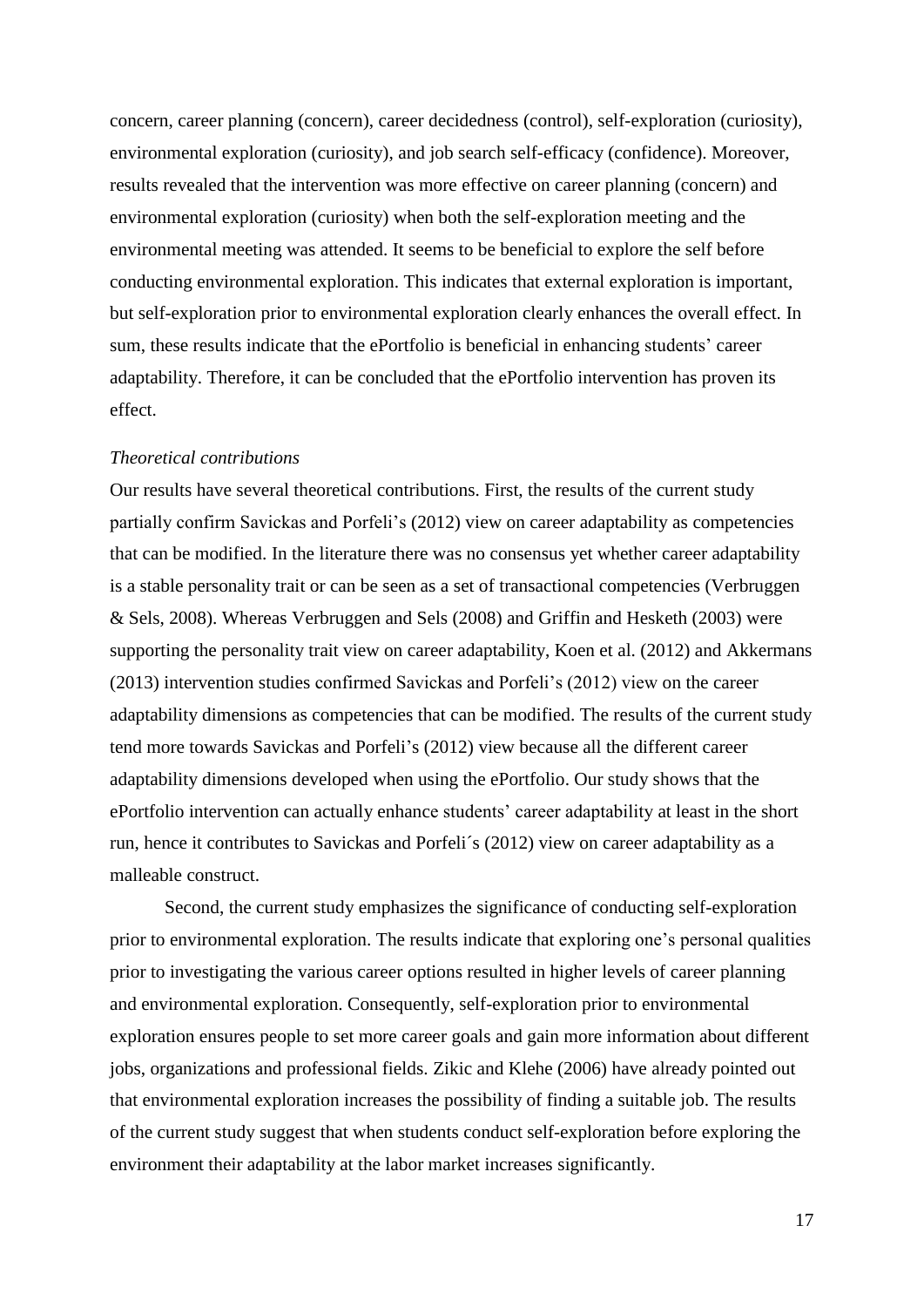concern, career planning (concern), career decidedness (control), self-exploration (curiosity), environmental exploration (curiosity), and job search self-efficacy (confidence). Moreover, results revealed that the intervention was more effective on career planning (concern) and environmental exploration (curiosity) when both the self-exploration meeting and the environmental meeting was attended. It seems to be beneficial to explore the self before conducting environmental exploration. This indicates that external exploration is important, but self-exploration prior to environmental exploration clearly enhances the overall effect. In sum, these results indicate that the ePortfolio is beneficial in enhancing students' career adaptability. Therefore, it can be concluded that the ePortfolio intervention has proven its effect.

*Theoretical contributions*

Our results have several theoretical contributions. First, the results of the current study partially confirm Savickas and Porfeli's (2012) view on career adaptability as competencies that can be modified. In the literature there was no consensus yet whether career adaptability is a stable personality trait or can be seen as a set of transactional competencies (Verbruggen & Sels, 2008). Whereas Verbruggen and Sels (2008) and Griffin and Hesketh (2003) were supporting the personality trait view on career adaptability, Koen et al. (2012) and Akkermans (2013) intervention studies confirmed Savickas and Porfeli's (2012) view on the career adaptability dimensions as competencies that can be modified. The results of the current study tend more towards Savickas and Porfeli's (2012) view because all the different career adaptability dimensions developed when using the ePortfolio. Our study shows that the ePortfolio intervention can actually enhance students' career adaptability at least in the short run, hence it contributes to Savickas and Porfeli´s (2012) view on career adaptability as a malleable construct.

Second, the current study emphasizes the significance of conducting self-exploration prior to environmental exploration. The results indicate that exploring one's personal qualities prior to investigating the various career options resulted in higher levels of career planning and environmental exploration. Consequently, self-exploration prior to environmental exploration ensures people to set more career goals and gain more information about different jobs, organizations and professional fields. Zikic and Klehe (2006) have already pointed out that environmental exploration increases the possibility of finding a suitable job. The results of the current study suggest that when students conduct self-exploration before exploring the environment their adaptability at the labor market increases significantly.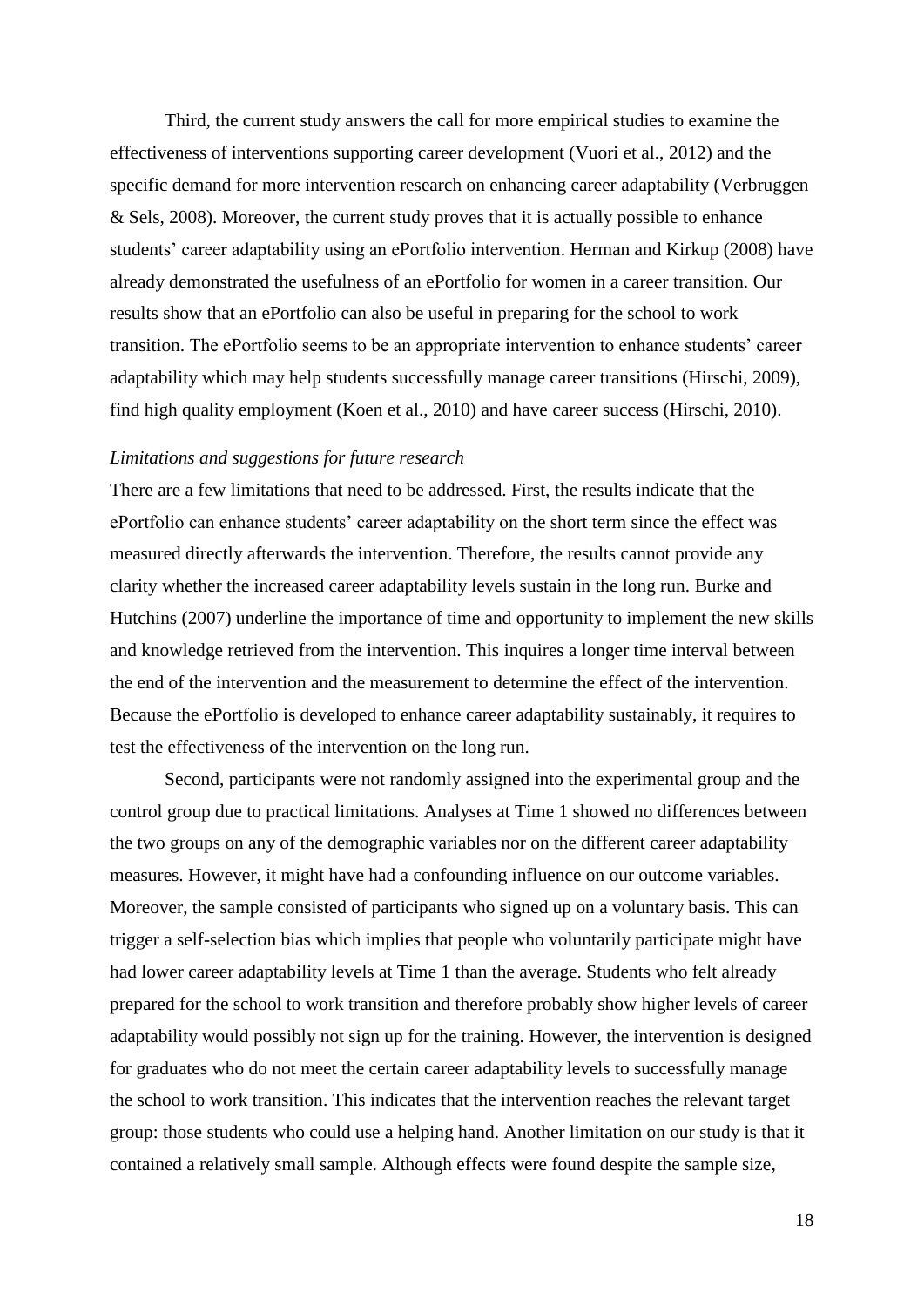Third, the current study answers the call for more empirical studies to examine the effectiveness of interventions supporting career development (Vuori et al., 2012) and the specific demand for more intervention research on enhancing career adaptability (Verbruggen & Sels, 2008). Moreover, the current study proves that it is actually possible to enhance students' career adaptability using an ePortfolio intervention. Herman and Kirkup (2008) have already demonstrated the usefulness of an ePortfolio for women in a career transition. Our results show that an ePortfolio can also be useful in preparing for the school to work transition. The ePortfolio seems to be an appropriate intervention to enhance students' career adaptability which may help students successfully manage career transitions (Hirschi, 2009), find high quality employment (Koen et al., 2010) and have career success (Hirschi, 2010).

*Limitations and suggestions for future research*

There are a few limitations that need to be addressed. First, the results indicate that the ePortfolio can enhance students' career adaptability on the short term since the effect was measured directly afterwards the intervention. Therefore, the results cannot provide any clarity whether the increased career adaptability levels sustain in the long run. Burke and Hutchins (2007) underline the importance of time and opportunity to implement the new skills and knowledge retrieved from the intervention. This inquires a longer time interval between the end of the intervention and the measurement to determine the effect of the intervention. Because the ePortfolio is developed to enhance career adaptability sustainably, it requires to test the effectiveness of the intervention on the long run.

Second, participants were not randomly assigned into the experimental group and the control group due to practical limitations. Analyses at Time 1 showed no differences between the two groups on any of the demographic variables nor on the different career adaptability measures. However, it might have had a confounding influence on our outcome variables. Moreover, the sample consisted of participants who signed up on a voluntary basis. This can trigger a self-selection bias which implies that people who voluntarily participate might have had lower career adaptability levels at Time 1 than the average. Students who felt already prepared for the school to work transition and therefore probably show higher levels of career adaptability would possibly not sign up for the training. However, the intervention is designed for graduates who do not meet the certain career adaptability levels to successfully manage the school to work transition. This indicates that the intervention reaches the relevant target group: those students who could use a helping hand. Another limitation on our study is that it contained a relatively small sample. Although effects were found despite the sample size,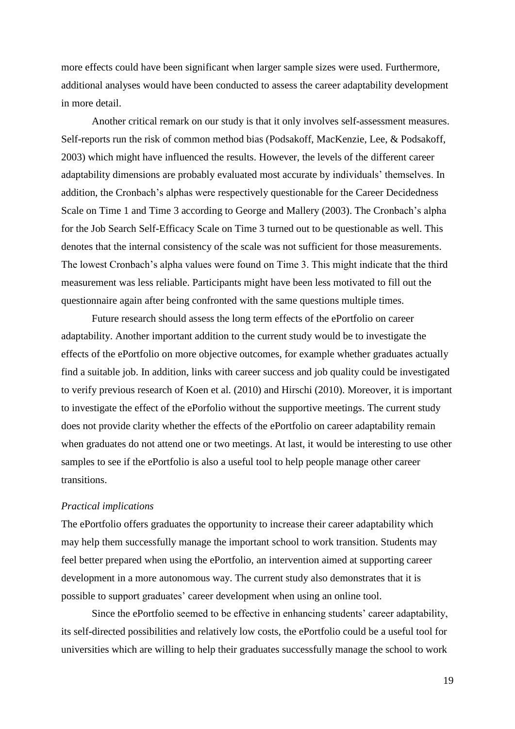more effects could have been significant when larger sample sizes were used. Furthermore, additional analyses would have been conducted to assess the career adaptability development in more detail.

Another critical remark on our study is that it only involves self-assessment measures. Self-reports run the risk of common method bias (Podsakoff, MacKenzie, Lee, & Podsakoff, 2003) which might have influenced the results. However, the levels of the different career adaptability dimensions are probably evaluated most accurate by individuals' themselves. In addition, the Cronbach's alphas were respectively questionable for the Career Decidedness Scale on Time 1 and Time 3 according to George and Mallery (2003). The Cronbach's alpha for the Job Search Self-Efficacy Scale on Time 3 turned out to be questionable as well. This denotes that the internal consistency of the scale was not sufficient for those measurements. The lowest Cronbach's alpha values were found on Time 3. This might indicate that the third measurement was less reliable. Participants might have been less motivated to fill out the questionnaire again after being confronted with the same questions multiple times.

Future research should assess the long term effects of the ePortfolio on career adaptability. Another important addition to the current study would be to investigate the effects of the ePortfolio on more objective outcomes, for example whether graduates actually find a suitable job. In addition, links with career success and job quality could be investigated to verify previous research of Koen et al. (2010) and Hirschi (2010). Moreover, it is important to investigate the effect of the ePorfolio without the supportive meetings. The current study does not provide clarity whether the effects of the ePortfolio on career adaptability remain when graduates do not attend one or two meetings. At last, it would be interesting to use other samples to see if the ePortfolio is also a useful tool to help people manage other career transitions.

*Practical implications*

The ePortfolio offers graduates the opportunity to increase their career adaptability which may help them successfully manage the important school to work transition. Students may feel better prepared when using the ePortfolio, an intervention aimed at supporting career development in a more autonomous way. The current study also demonstrates that it is possible to support graduates' career development when using an online tool.

Since the ePortfolio seemed to be effective in enhancing students' career adaptability, its self-directed possibilities and relatively low costs, the ePortfolio could be a useful tool for universities which are willing to help their graduates successfully manage the school to work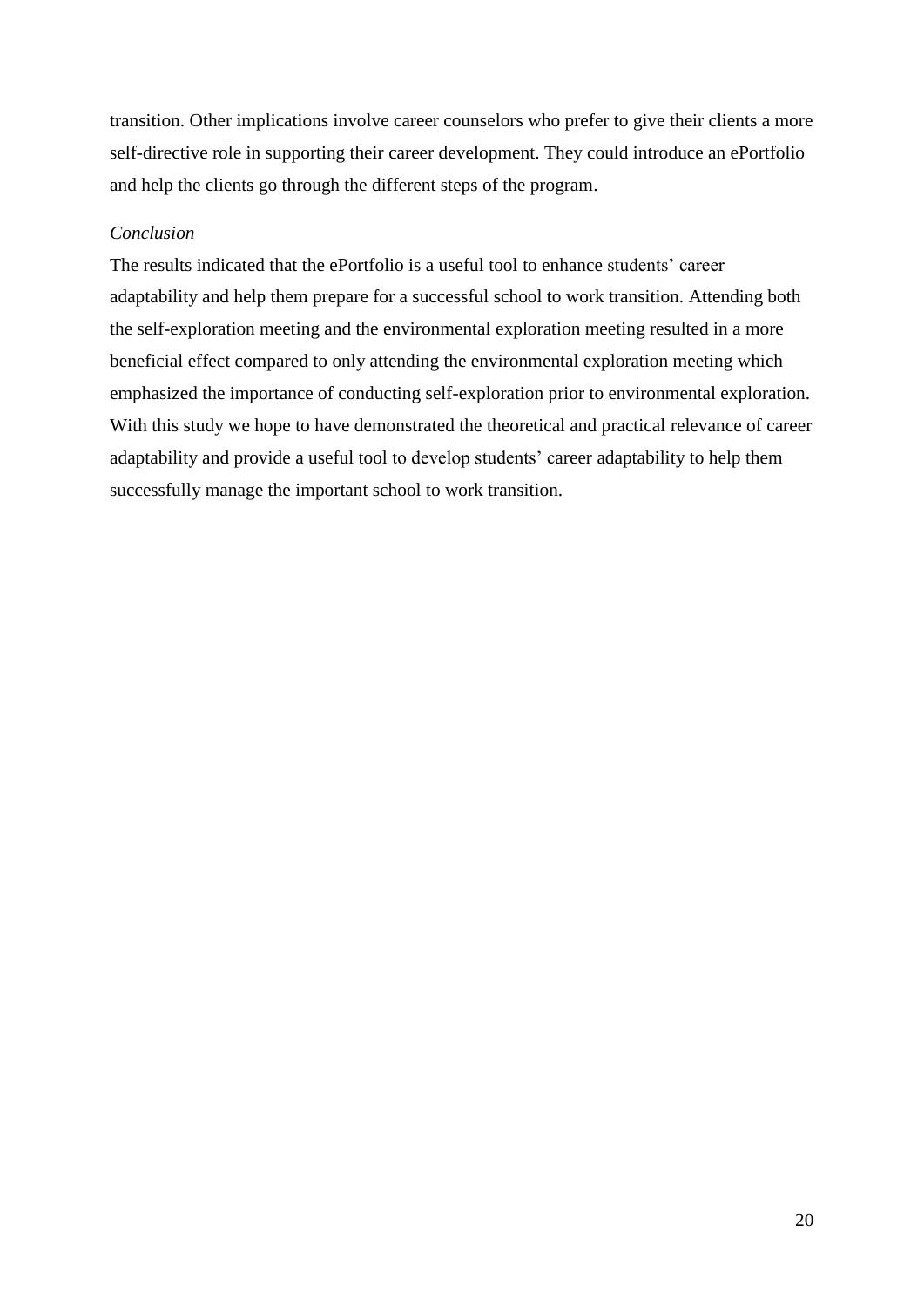transition. Other implications involve career counselors who prefer to give their clients a more self-directive role in supporting their career development. They could introduce an ePortfolio and help the clients go through the different steps of the program.

*Conclusion*

The results indicated that the ePortfolio is a useful tool to enhance students' career adaptability and help them prepare for a successful school to work transition. Attending both the self-exploration meeting and the environmental exploration meeting resulted in a more beneficial effect compared to only attending the environmental exploration meeting which emphasized the importance of conducting self-exploration prior to environmental exploration. With this study we hope to have demonstrated the theoretical and practical relevance of career adaptability and provide a useful tool to develop students' career adaptability to help them successfully manage the important school to work transition.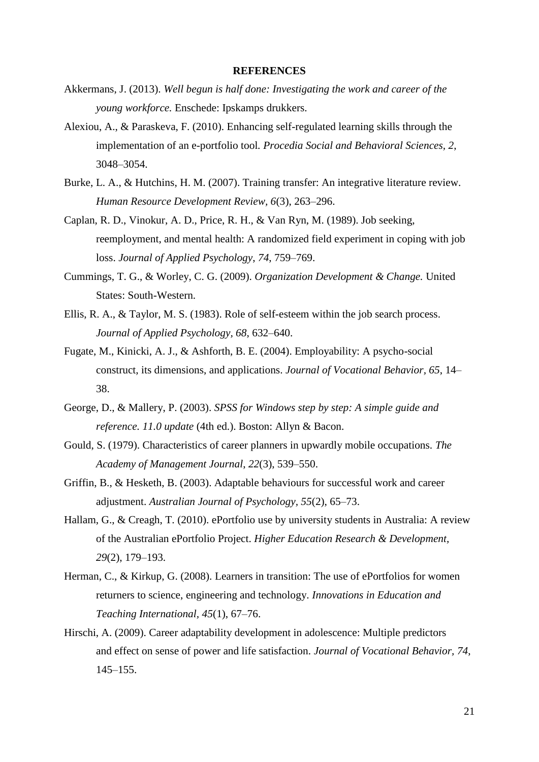**REFERENCES**

Akkermans, J. (2013). *Well begun is half done: Investigating the work and career of the young workforce.* Enschede: Ipskamps drukkers.

Alexiou, A., & Paraskeva, F. (2010). Enhancing self-regulated learning skills through the implementation of an e-portfolio tool. *Procedia Social and Behavioral Sciences, 2*, 3048–3054.

Burke, L. A., & Hutchins, H. M. (2007). Training transfer: An integrative literature review. *Human Resource Development Review, 6*(3), 263–296.

Caplan, R. D., Vinokur, A. D., Price, R. H., & Van Ryn, M. (1989). Job seeking, reemployment, and mental health: A randomized field experiment in coping with job loss. *Journal of Applied Psychology, 74*, 759–769.

Cummings, T. G., & Worley, C. G. (2009). *Organization Development & Change.* United States: South-Western.

Ellis, R. A., & Taylor, M. S. (1983). Role of self-esteem within the job search process. *Journal of Applied Psychology, 68*, 632–640.

Fugate, M., Kinicki, A. J., & Ashforth, B. E. (2004). Employability: A psycho-social construct, its dimensions, and applications. *Journal of Vocational Behavior, 65*, 14–38.

George, D., & Mallery, P. (2003). *SPSS for Windows step by step: A simple guide and reference. 11.0 update* (4th ed.). Boston: Allyn & Bacon.

Gould, S. (1979). Characteristics of career planners in upwardly mobile occupations. *The Academy of Management Journal, 22*(3), 539–550.

Griffin, B., & Hesketh, B. (2003). Adaptable behaviours for successful work and career adjustment. *Australian Journal of Psychology, 55*(2), 65–73.

Hallam, G., & Creagh, T. (2010). ePortfolio use by university students in Australia: A review of the Australian ePortfolio Project. *Higher Education Research & Development, 29*(2), 179–193.

Herman, C., & Kirkup, G. (2008). Learners in transition: The use of ePortfolios for women returners to science, engineering and technology. *Innovations in Education and Teaching International, 45*(1), 67–76.

Hirschi, A. (2009). Career adaptability development in adolescence: Multiple predictors and effect on sense of power and life satisfaction. *Journal of Vocational Behavior, 74*, 145–155.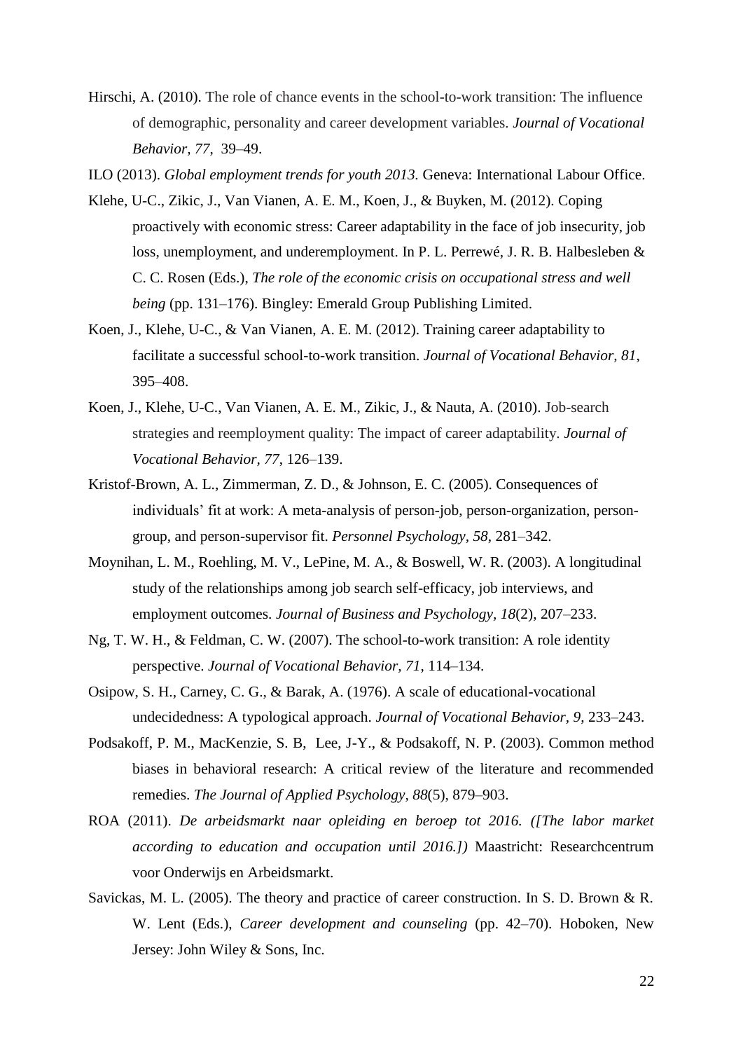Hirschi, A. (2010). The role of chance events in the school-to-work transition: The influence of demographic, personality and career development variables. *Journal of Vocational Behavior, 77*, 39–49.

ILO (2013). *Global employment trends for youth 2013.* Geneva: International Labour Office.

Klehe, U-C., Zikic, J., Van Vianen, A. E. M., Koen, J., & Buyken, M. (2012). Coping proactively with economic stress: Career adaptability in the face of job insecurity, job loss, unemployment, and underemployment. In P. L. Perrewé, J. R. B. Halbesleben & C. C. Rosen (Eds.), *The role of the economic crisis on occupational stress and well being* (pp. 131–176). Bingley: Emerald Group Publishing Limited.

Koen, J., Klehe, U-C., & Van Vianen, A. E. M. (2012). Training career adaptability to facilitate a successful school-to-work transition. *Journal of Vocational Behavior, 81*, 395–408.

Koen, J., Klehe, U-C., Van Vianen, A. E. M., Zikic, J., & Nauta, A. (2010). Job-search strategies and reemployment quality: The impact of career adaptability. *Journal of Vocational Behavior, 77*, 126–139.

Kristof-Brown, A. L., Zimmerman, Z. D., & Johnson, E. C. (2005). Consequences of individuals' fit at work: A meta-analysis of person-job, person-organization, person-group, and person-supervisor fit. *Personnel Psychology, 58*, 281–342.

Moynihan, L. M., Roehling, M. V., LePine, M. A., & Boswell, W. R. (2003). A longitudinal study of the relationships among job search self-efficacy, job interviews, and employment outcomes. *Journal of Business and Psychology, 18*(2), 207–233.

Ng, T. W. H., & Feldman, C. W. (2007). The school-to-work transition: A role identity perspective. *Journal of Vocational Behavior, 71*, 114–134.

Osipow, S. H., Carney, C. G., & Barak, A. (1976). A scale of educational-vocational undecidedness: A typological approach. *Journal of Vocational Behavior, 9*, 233–243.

Podsakoff, P. M., MacKenzie, S. B, Lee, J-Y., & Podsakoff, N. P. (2003). Common method biases in behavioral research: A critical review of the literature and recommended remedies. *The Journal of Applied Psychology, 88*(5), 879–903.

ROA (2011). *De arbeidsmarkt naar opleiding en beroep tot 2016. ([The labor market according to education and occupation until 2016.])* Maastricht: Researchcentrum voor Onderwijs en Arbeidsmarkt.

Savickas, M. L. (2005). The theory and practice of career construction. In S. D. Brown & R. W. Lent (Eds.), *Career development and counseling* (pp. 42–70). Hoboken, New Jersey: John Wiley & Sons, Inc.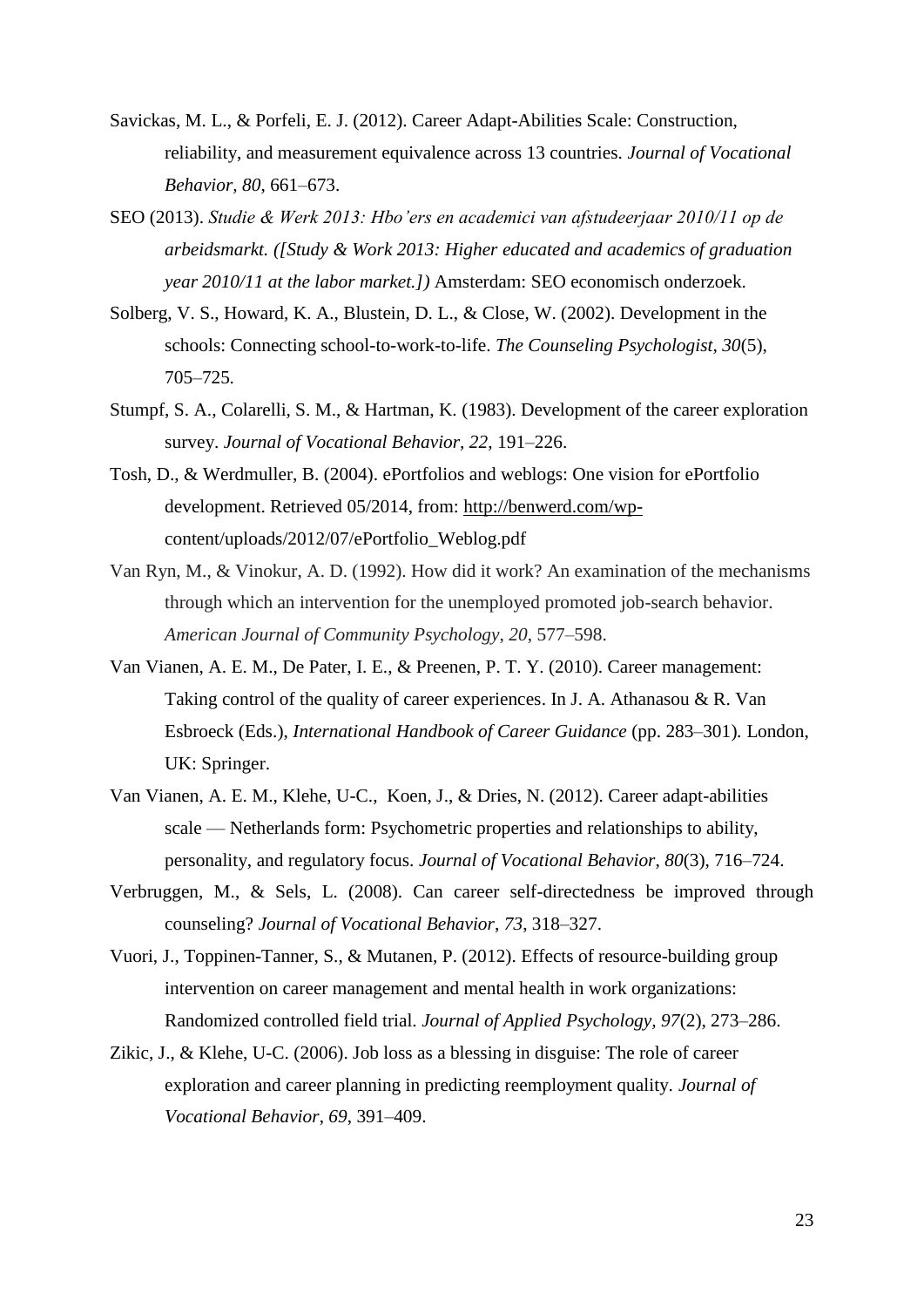Savickas, M. L., & Porfeli, E. J. (2012). Career Adapt-Abilities Scale: Construction, reliability, and measurement equivalence across 13 countries. *Journal of Vocational Behavior, 80*, 661–673.

SEO (2013). *Studie & Werk 2013: Hbo'ers en academici van afstudeerjaar 2010/11 op de arbeidsmarkt. ([Study & Work 2013: Higher educated and academics of graduation year 2010/11 at the labor market.])* Amsterdam: SEO economisch onderzoek.

Solberg, V. S., Howard, K. A., Blustein, D. L., & Close, W. (2002). Development in the schools: Connecting school-to-work-to-life. *The Counseling Psychologist, 30*(5), 705–725.

Stumpf, S. A., Colarelli, S. M., & Hartman, K. (1983). Development of the career exploration survey. *Journal of Vocational Behavior, 22*, 191–226.

Tosh, D., & Werdmuller, B. (2004). ePortfolios and weblogs: One vision for ePortfolio development. Retrieved 05/2014, from: http://benwerd.com/wp-content/uploads/2012/07/ePortfolio_Weblog.pdf

Van Ryn, M., & Vinokur, A. D. (1992). How did it work? An examination of the mechanisms through which an intervention for the unemployed promoted job-search behavior. *American Journal of Community Psychology*, *20*, 577–598.

Van Vianen, A. E. M., De Pater, I. E., & Preenen, P. T. Y. (2010). Career management: Taking control of the quality of career experiences. In J. A. Athanasou & R. Van Esbroeck (Eds.), *International Handbook of Career Guidance* (pp. 283–301). London, UK: Springer.

Van Vianen, A. E. M., Klehe, U-C., Koen, J., & Dries, N. (2012). Career adapt-abilities scale — Netherlands form: Psychometric properties and relationships to ability, personality, and regulatory focus. *Journal of Vocational Behavior*, *80*(3), 716–724.

Verbruggen, M., & Sels, L. (2008). Can career self-directedness be improved through counseling? *Journal of Vocational Behavior*, *73*, 318–327.

Vuori, J., Toppinen-Tanner, S., & Mutanen, P. (2012). Effects of resource-building group intervention on career management and mental health in work organizations: Randomized controlled field trial. *Journal of Applied Psychology, 97*(2), 273–286.

Zikic, J., & Klehe, U-C. (2006). Job loss as a blessing in disguise: The role of career exploration and career planning in predicting reemployment quality. *Journal of Vocational Behavior*, *69*, 391–409.